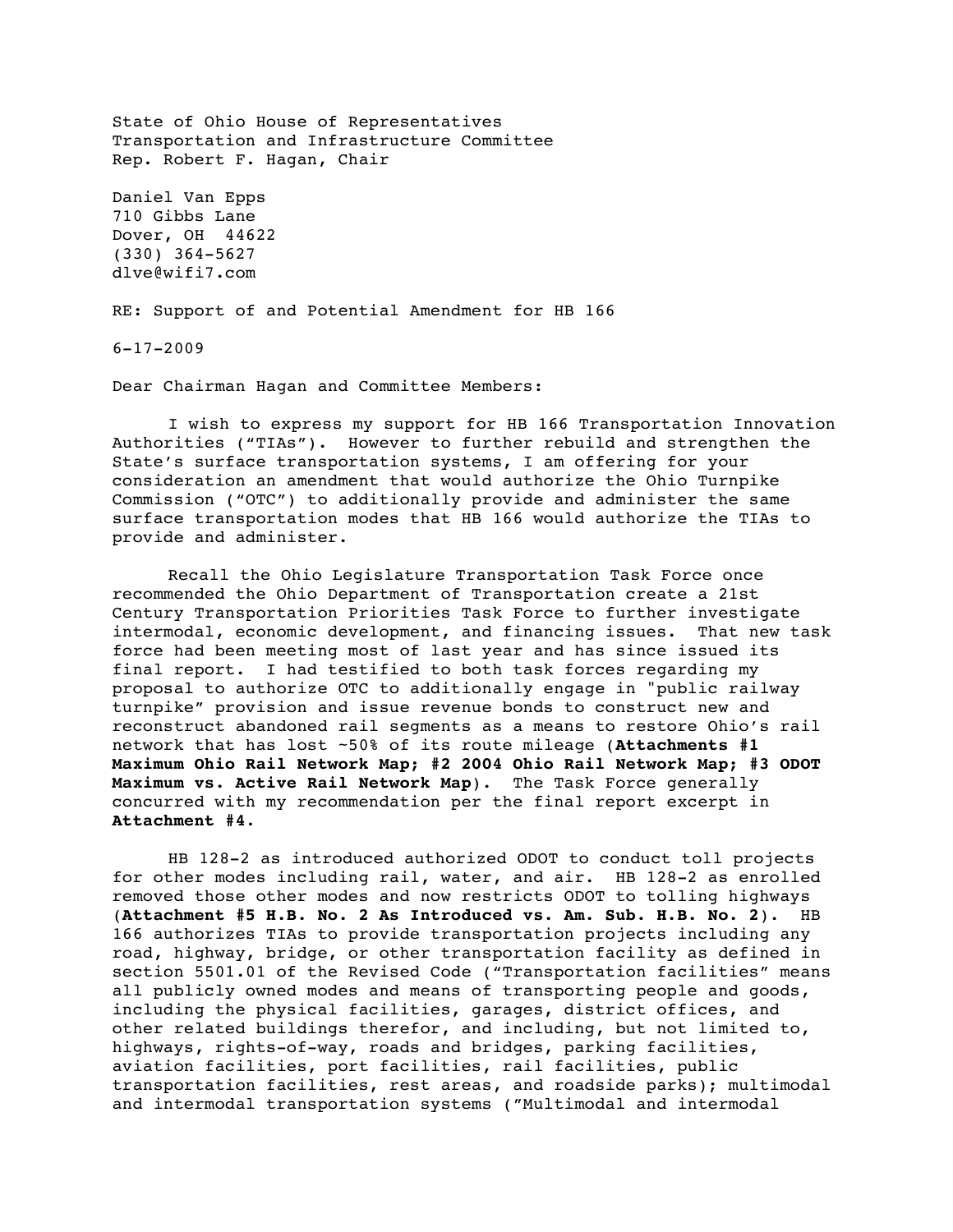State of Ohio House of Representatives
Transportation and Infrastructure Committee
Rep. Robert F. Hagan, Chair

Daniel Van Epps
710 Gibbs Lane
Dover, OH 44622
(330) 364-5627
dlve@wifi7.com

RE: Support of and Potential Amendment for HB 166

6-17-2009

Dear Chairman Hagan and Committee Members:

I wish to express my support for HB 166 Transportation Innovation Authorities ("TIAs"). However to further rebuild and strengthen the State's surface transportation systems, I am offering for your consideration an amendment that would authorize the Ohio Turnpike Commission ("OTC") to additionally provide and administer the same surface transportation modes that HB 166 would authorize the TIAs to provide and administer.

Recall the Ohio Legislature Transportation Task Force once recommended the Ohio Department of Transportation create a 21st Century Transportation Priorities Task Force to further investigate intermodal, economic development, and financing issues. That new task force had been meeting most of last year and has since issued its final report. I had testified to both task forces regarding my proposal to authorize OTC to additionally engage in "public railway turnpike" provision and issue revenue bonds to construct new and reconstruct abandoned rail segments as a means to restore Ohio's rail network that has lost ~50% of its route mileage (**Attachments #1 Maximum Ohio Rail Network Map; #2 2004 Ohio Rail Network Map; #3 ODOT Maximum vs. Active Rail Network Map**). The Task Force generally concurred with my recommendation per the final report excerpt in **Attachment #4.**

HB 128-2 as introduced authorized ODOT to conduct toll projects for other modes including rail, water, and air. HB 128-2 as enrolled removed those other modes and now restricts ODOT to tolling highways (**Attachment #5 H.B. No. 2 As Introduced vs. Am. Sub. H.B. No. 2**). HB 166 authorizes TIAs to provide transportation projects including any road, highway, bridge, or other transportation facility as defined in section 5501.01 of the Revised Code ("Transportation facilities" means all publicly owned modes and means of transporting people and goods, including the physical facilities, garages, district offices, and other related buildings therefor, and including, but not limited to, highways, rights-of-way, roads and bridges, parking facilities, aviation facilities, port facilities, rail facilities, public transportation facilities, rest areas, and roadside parks); multimodal and intermodal transportation systems ("Multimodal and intermodal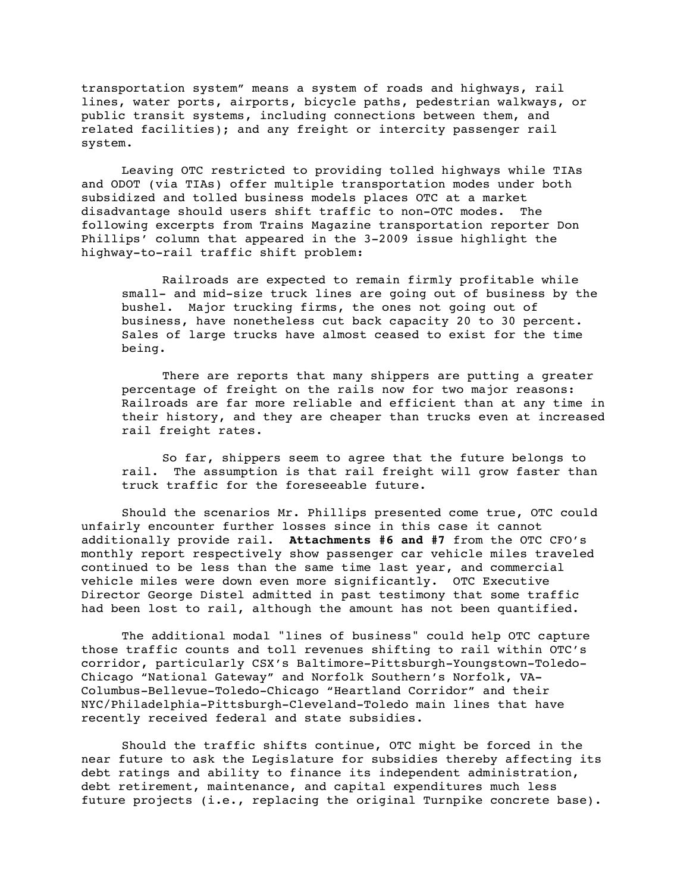transportation system" means a system of roads and highways, rail lines, water ports, airports, bicycle paths, pedestrian walkways, or public transit systems, including connections between them, and related facilities); and any freight or intercity passenger rail system.

Leaving OTC restricted to providing tolled highways while TIAs and ODOT (via TIAs) offer multiple transportation modes under both subsidized and tolled business models places OTC at a market disadvantage should users shift traffic to non-OTC modes. The following excerpts from Trains Magazine transportation reporter Don Phillips' column that appeared in the 3-2009 issue highlight the highway-to-rail traffic shift problem:

> Railroads are expected to remain firmly profitable while small- and mid-size truck lines are going out of business by the bushel. Major trucking firms, the ones not going out of business, have nonetheless cut back capacity 20 to 30 percent. Sales of large trucks have almost ceased to exist for the time being.
>
> There are reports that many shippers are putting a greater percentage of freight on the rails now for two major reasons: Railroads are far more reliable and efficient than at any time in their history, and they are cheaper than trucks even at increased rail freight rates.
>
> So far, shippers seem to agree that the future belongs to rail. The assumption is that rail freight will grow faster than truck traffic for the foreseeable future.

Should the scenarios Mr. Phillips presented come true, OTC could unfairly encounter further losses since in this case it cannot additionally provide rail. **Attachments #6 and #7** from the OTC CFO's monthly report respectively show passenger car vehicle miles traveled continued to be less than the same time last year, and commercial vehicle miles were down even more significantly. OTC Executive Director George Distel admitted in past testimony that some traffic had been lost to rail, although the amount has not been quantified.

The additional modal "lines of business" could help OTC capture those traffic counts and toll revenues shifting to rail within OTC's corridor, particularly CSX's Baltimore-Pittsburgh-Youngstown-Toledo-Chicago "National Gateway" and Norfolk Southern's Norfolk, VA-Columbus-Bellevue-Toledo-Chicago "Heartland Corridor" and their NYC/Philadelphia-Pittsburgh-Cleveland-Toledo main lines that have recently received federal and state subsidies.

Should the traffic shifts continue, OTC might be forced in the near future to ask the Legislature for subsidies thereby affecting its debt ratings and ability to finance its independent administration, debt retirement, maintenance, and capital expenditures much less future projects (i.e., replacing the original Turnpike concrete base).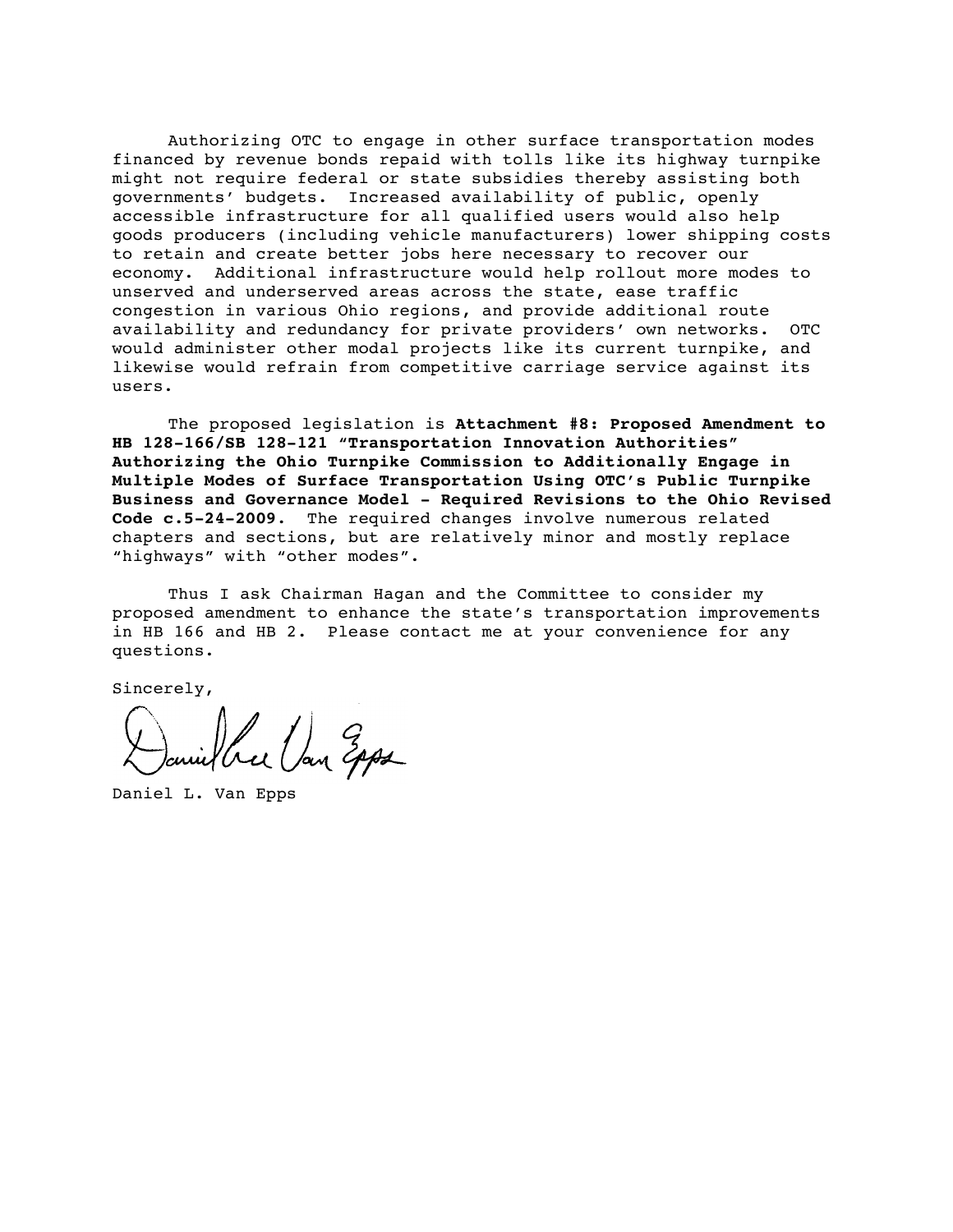Authorizing OTC to engage in other surface transportation modes financed by revenue bonds repaid with tolls like its highway turnpike might not require federal or state subsidies thereby assisting both governments' budgets. Increased availability of public, openly accessible infrastructure for all qualified users would also help goods producers (including vehicle manufacturers) lower shipping costs to retain and create better jobs here necessary to recover our economy. Additional infrastructure would help rollout more modes to unserved and underserved areas across the state, ease traffic congestion in various Ohio regions, and provide additional route availability and redundancy for private providers' own networks. OTC would administer other modal projects like its current turnpike, and likewise would refrain from competitive carriage service against its users.

The proposed legislation is **Attachment #8: Proposed Amendment to HB 128-166/SB 128-121 "Transportation Innovation Authorities" Authorizing the Ohio Turnpike Commission to Additionally Engage in Multiple Modes of Surface Transportation Using OTC's Public Turnpike Business and Governance Model - Required Revisions to the Ohio Revised Code c.5-24-2009.** The required changes involve numerous related chapters and sections, but are relatively minor and mostly replace "highways" with "other modes".

Thus I ask Chairman Hagan and the Committee to consider my proposed amendment to enhance the state's transportation improvements in HB 166 and HB 2. Please contact me at your convenience for any questions.

Sincerely,

Daniel L. Van Epps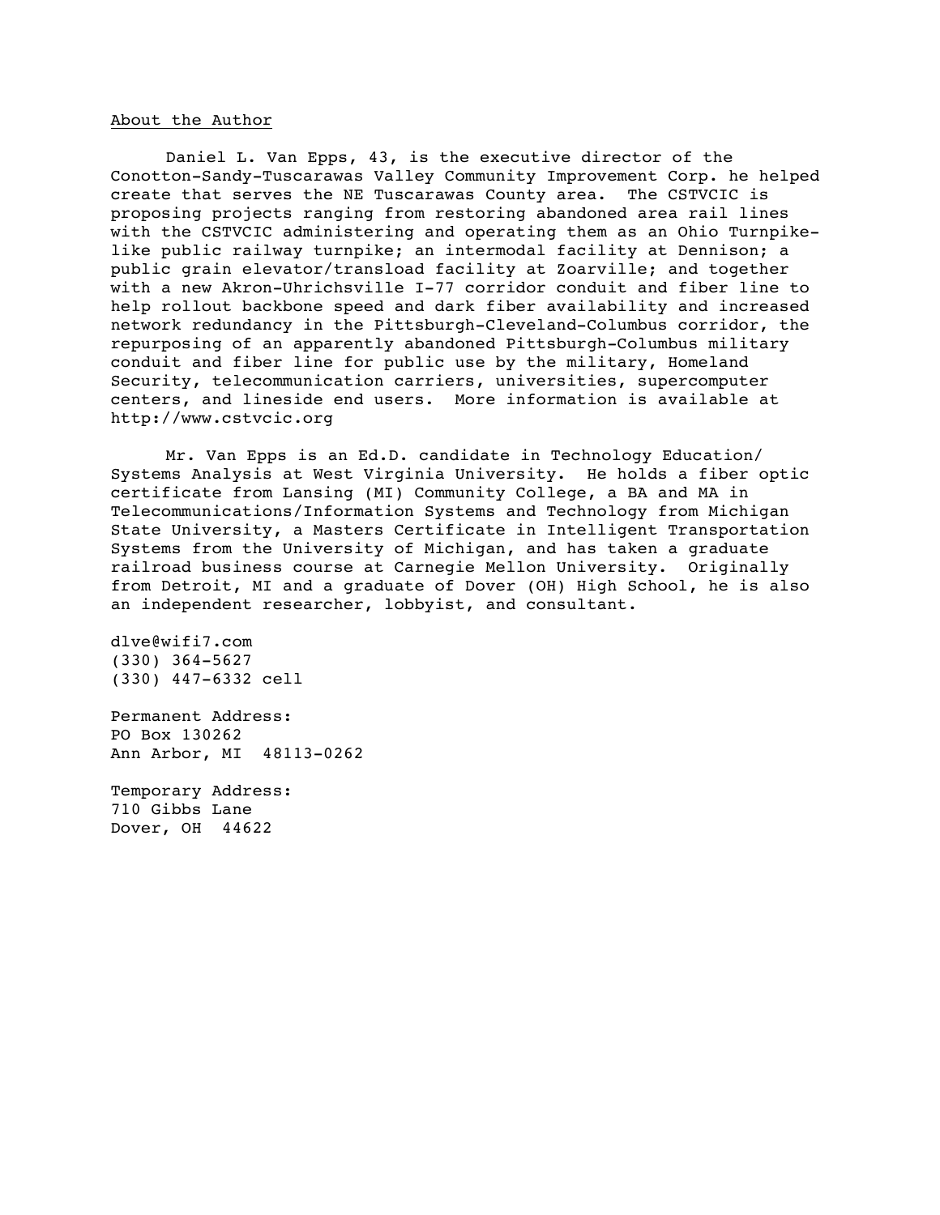About the Author

Daniel L. Van Epps, 43, is the executive director of the Conotton-Sandy-Tuscarawas Valley Community Improvement Corp. he helped create that serves the NE Tuscarawas County area. The CSTVCIC is proposing projects ranging from restoring abandoned area rail lines with the CSTVCIC administering and operating them as an Ohio Turnpike-like public railway turnpike; an intermodal facility at Dennison; a public grain elevator/transload facility at Zoarville; and together with a new Akron-Uhrichsville I-77 corridor conduit and fiber line to help rollout backbone speed and dark fiber availability and increased network redundancy in the Pittsburgh-Cleveland-Columbus corridor, the repurposing of an apparently abandoned Pittsburgh-Columbus military conduit and fiber line for public use by the military, Homeland Security, telecommunication carriers, universities, supercomputer centers, and lineside end users. More information is available at http://www.cstvcic.org

Mr. Van Epps is an Ed.D. candidate in Technology Education/ Systems Analysis at West Virginia University. He holds a fiber optic certificate from Lansing (MI) Community College, a BA and MA in Telecommunications/Information Systems and Technology from Michigan State University, a Masters Certificate in Intelligent Transportation Systems from the University of Michigan, and has taken a graduate railroad business course at Carnegie Mellon University. Originally from Detroit, MI and a graduate of Dover (OH) High School, he is also an independent researcher, lobbyist, and consultant.

dlve@wifi7.com
(330) 364-5627
(330) 447-6332 cell

Permanent Address:
PO Box 130262
Ann Arbor, MI 48113-0262

Temporary Address:
710 Gibbs Lane
Dover, OH 44622